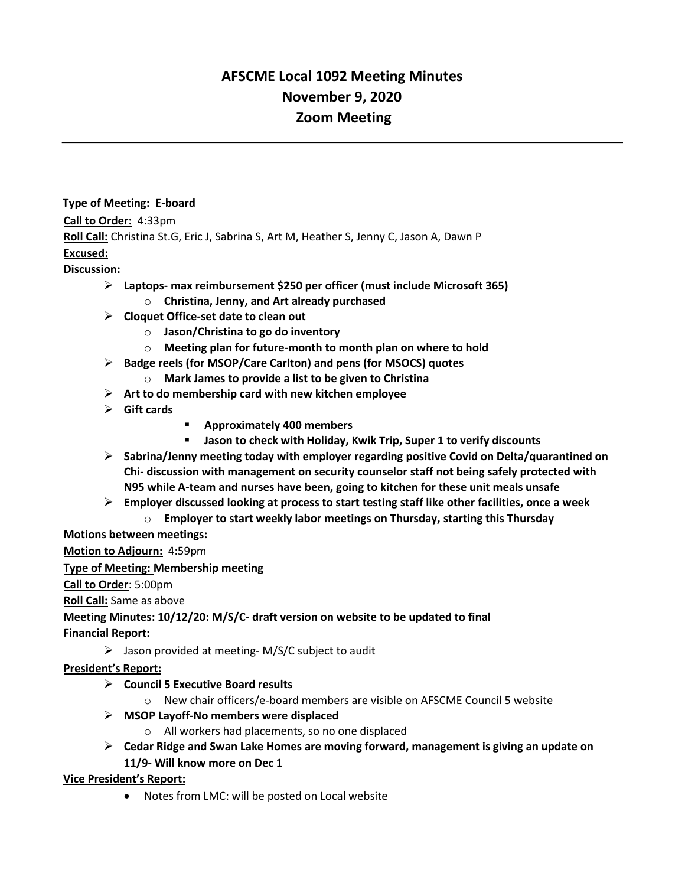# AFSCME Local 1092 Meeting Minutes
# November 9, 2020
# Zoom Meeting

---

**Type of Meeting: E-board**

**Call to Order:** 4:33pm

**Roll Call:** Christina St.G, Eric J, Sabrina S, Art M, Heather S, Jenny C, Jason A, Dawn P

**Excused:**

**Discussion:**

- **Laptops- max reimbursement $250 per officer (must include Microsoft 365)**
  - **Christina, Jenny, and Art already purchased**
- **Cloquet Office-set date to clean out**
  - **Jason/Christina to go do inventory**
  - **Meeting plan for future-month to month plan on where to hold**
- **Badge reels (for MSOP/Care Carlton) and pens (for MSOCS) quotes**
  - **Mark James to provide a list to be given to Christina**
- **Art to do membership card with new kitchen employee**
- **Gift cards**
  - **Approximately 400 members**
  - **Jason to check with Holiday, Kwik Trip, Super 1 to verify discounts**
- **Sabrina/Jenny meeting today with employer regarding positive Covid on Delta/quarantined on Chi- discussion with management on security counselor staff not being safely protected with N95 while A-team and nurses have been, going to kitchen for these unit meals unsafe**
- **Employer discussed looking at process to start testing staff like other facilities, once a week**
  - **Employer to start weekly labor meetings on Thursday, starting this Thursday**

**Motions between meetings:**

**Motion to Adjourn:** 4:59pm

**Type of Meeting: Membership meeting**

**Call to Order**: 5:00pm

**Roll Call:** Same as above

**Meeting Minutes: 10/12/20: M/S/C- draft version on website to be updated to final**

**Financial Report:**

- Jason provided at meeting- M/S/C subject to audit

**President's Report:**

- **Council 5 Executive Board results**
  - New chair officers/e-board members are visible on AFSCME Council 5 website
- **MSOP Layoff-No members were displaced**
  - All workers had placements, so no one displaced
- **Cedar Ridge and Swan Lake Homes are moving forward, management is giving an update on 11/9- Will know more on Dec 1**

**Vice President's Report:**

- Notes from LMC: will be posted on Local website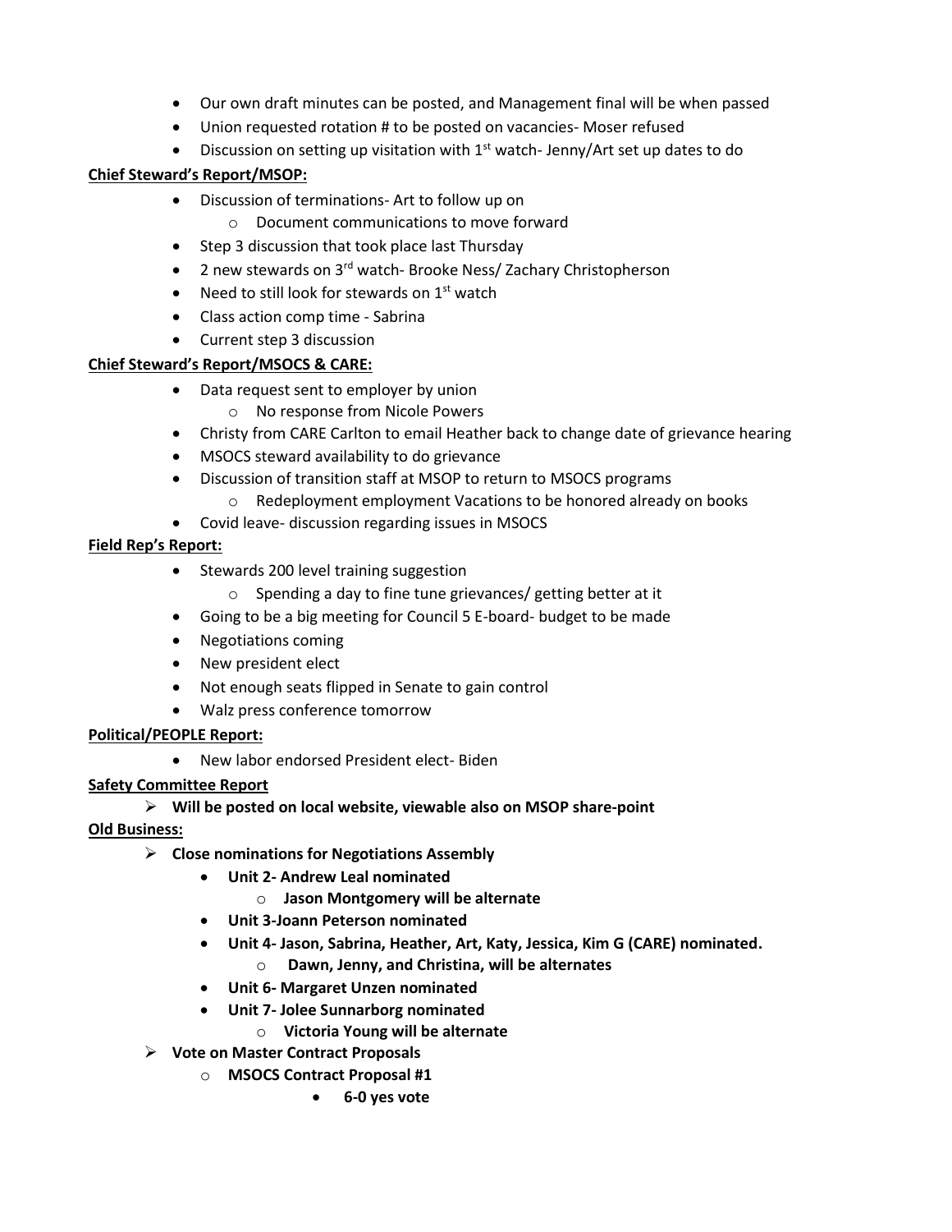- Our own draft minutes can be posted, and Management final will be when passed
- Union requested rotation # to be posted on vacancies- Moser refused
- Discussion on setting up visitation with 1st watch- Jenny/Art set up dates to do

**Chief Steward's Report/MSOP:**

- Discussion of terminations- Art to follow up on
  - Document communications to move forward
- Step 3 discussion that took place last Thursday
- 2 new stewards on 3rd watch- Brooke Ness/ Zachary Christopherson
- Need to still look for stewards on 1st watch
- Class action comp time - Sabrina
- Current step 3 discussion

**Chief Steward's Report/MSOCS & CARE:**

- Data request sent to employer by union
  - No response from Nicole Powers
- Christy from CARE Carlton to email Heather back to change date of grievance hearing
- MSOCS steward availability to do grievance
- Discussion of transition staff at MSOP to return to MSOCS programs
  - Redeployment employment Vacations to be honored already on books
- Covid leave- discussion regarding issues in MSOCS

**Field Rep's Report:**

- Stewards 200 level training suggestion
  - Spending a day to fine tune grievances/ getting better at it
- Going to be a big meeting for Council 5 E-board- budget to be made
- Negotiations coming
- New president elect
- Not enough seats flipped in Senate to gain control
- Walz press conference tomorrow

**Political/PEOPLE Report:**

- New labor endorsed President elect- Biden

**Safety Committee Report**

- **Will be posted on local website, viewable also on MSOP share-point**

**Old Business:**

- **Close nominations for Negotiations Assembly**
  - **Unit 2- Andrew Leal nominated**
    - **Jason Montgomery will be alternate**
  - **Unit 3-Joann Peterson nominated**
  - **Unit 4- Jason, Sabrina, Heather, Art, Katy, Jessica, Kim G (CARE) nominated.**
    - **Dawn, Jenny, and Christina, will be alternates**
  - **Unit 6- Margaret Unzen nominated**
  - **Unit 7- Jolee Sunnarborg nominated**
    - **Victoria Young will be alternate**
- **Vote on Master Contract Proposals**
  - **MSOCS Contract Proposal #1**
    - **6-0 yes vote**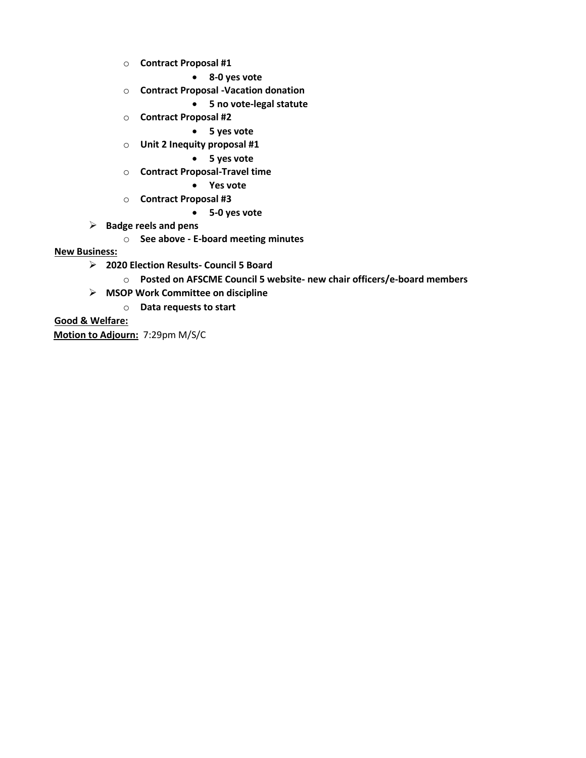- **Contract Proposal #1**
            - **8-0 yes vote**
        - **Contract Proposal -Vacation donation**
            - **5 no vote-legal statute**
        - **Contract Proposal #2**
            - **5 yes vote**
        - **Unit 2 Inequity proposal #1**
            - **5 yes vote**
        - **Contract Proposal-Travel time**
            - **Yes vote**
        - **Contract Proposal #3**
            - **5-0 yes vote**
    - **Badge reels and pens**
        - **See above - E-board meeting minutes**

**New Business:**

- **2020 Election Results- Council 5 Board**
    - **Posted on AFSCME Council 5 website- new chair officers/e-board members**
- **MSOP Work Committee on discipline**
    - **Data requests to start**

**Good & Welfare:**

**Motion to Adjourn:** 7:29pm M/S/C